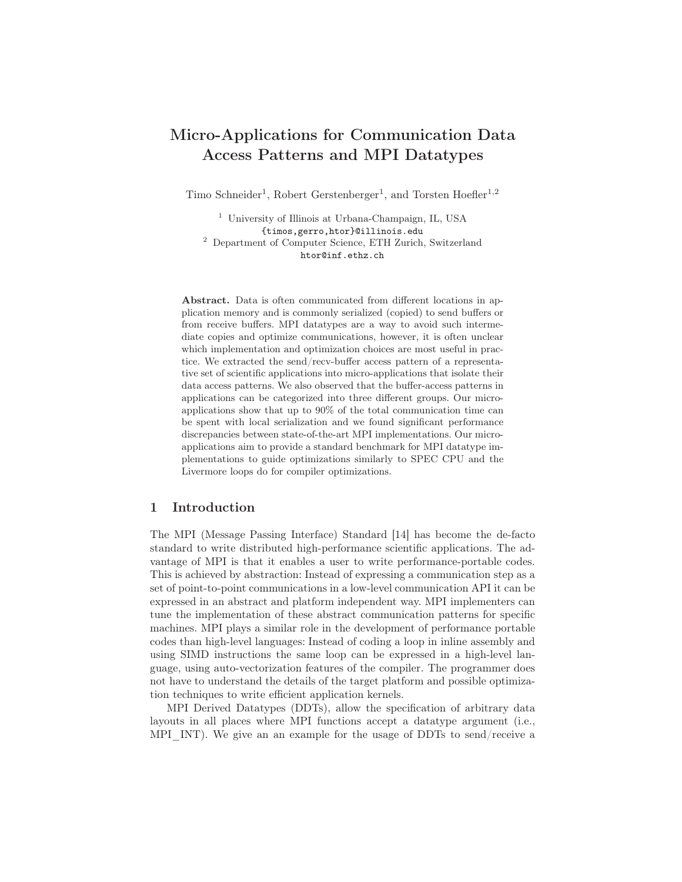# Micro-Applications for Communication Data Access Patterns and MPI Datatypes

Timo Schneider[1], Robert Gerstenberger[1], and Torsten Hoefler[1,2]

[1] University of Illinois at Urbana-Champaign, IL, USA
{timos,gerro,htor}@illinois.edu
[2] Department of Computer Science, ETH Zurich, Switzerland
htor@inf.ethz.ch

**Abstract.** Data is often communicated from different locations in application memory and is commonly serialized (copied) to send buffers or from receive buffers. MPI datatypes are a way to avoid such intermediate copies and optimize communications, however, it is often unclear which implementation and optimization choices are most useful in practice. We extracted the send/recv-buffer access pattern of a representative set of scientific applications into micro-applications that isolate their data access patterns. We also observed that the buffer-access patterns in applications can be categorized into three different groups. Our micro-applications show that up to 90% of the total communication time can be spent with local serialization and we found significant performance discrepancies between state-of-the-art MPI implementations. Our micro-applications aim to provide a standard benchmark for MPI datatype implementations to guide optimizations similarly to SPEC CPU and the Livermore loops do for compiler optimizations.

## 1 Introduction

The MPI (Message Passing Interface) Standard [14] has become the de-facto standard to write distributed high-performance scientific applications. The advantage of MPI is that it enables a user to write performance-portable codes. This is achieved by abstraction: Instead of expressing a communication step as a set of point-to-point communications in a low-level communication API it can be expressed in an abstract and platform independent way. MPI implementers can tune the implementation of these abstract communication patterns for specific machines. MPI plays a similar role in the development of performance portable codes than high-level languages: Instead of coding a loop in inline assembly and using SIMD instructions the same loop can be expressed in a high-level language, using auto-vectorization features of the compiler. The programmer does not have to understand the details of the target platform and possible optimization techniques to write efficient application kernels.

MPI Derived Datatypes (DDTs), allow the specification of arbitrary data layouts in all places where MPI functions accept a datatype argument (i.e., MPI_INT). We give an an example for the usage of DDTs to send/receive a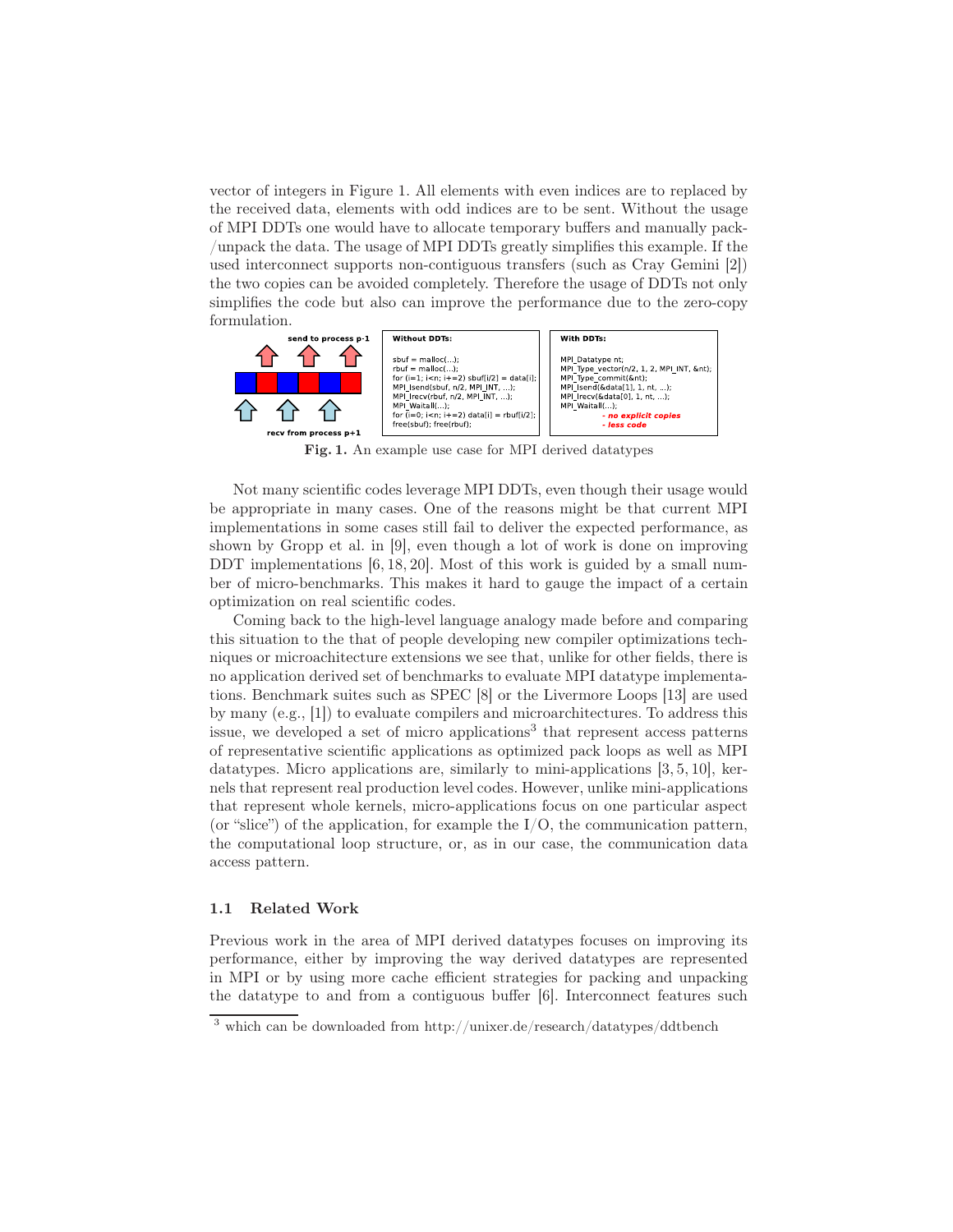vector of integers in Figure 1. All elements with even indices are to replaced by the received data, elements with odd indices are to be sent. Without the usage of MPI DDTs one would have to allocate temporary buffers and manually pack-/unpack the data. The usage of MPI DDTs greatly simplifies this example. If the used interconnect supports non-contiguous transfers (such as Cray Gemini [2]) the two copies can be avoided completely. Therefore the usage of DDTs not only simplifies the code but also can improve the performance due to the zero-copy formulation.

send to process p-1

recv from process p+1

**Without DDTs:**

```
sbuf = malloc(...);
rbuf = malloc(...);
for (i=1; i<n; i+=2) sbuf[i/2] = data[i];
MPI_Isend(sbuf, n/2, MPI_INT, ...);
MPI_Irecv(rbuf, n/2, MPI_INT, ...);
MPI_Waitall(...);
for (i=0; i<n; i+=2) data[i] = rbuf[i/2];
free(sbuf); free(rbuf);
```

**With DDTs:**

```
MPI_Datatype nt;
MPI_Type_vector(n/2, 1, 2, MPI_INT, &nt);
MPI_Type_commit(&nt);
MPI_Isend(&data[1], 1, nt, ...);
MPI_Irecv(&data[0], 1, nt, ...);
MPI_Waitall(...);
```

*- no explicit copies*
*- less code*

**Fig. 1.** An example use case for MPI derived datatypes

Not many scientific codes leverage MPI DDTs, even though their usage would be appropriate in many cases. One of the reasons might be that current MPI implementations in some cases still fail to deliver the expected performance, as shown by Gropp et al. in [9], even though a lot of work is done on improving DDT implementations [6, 18, 20]. Most of this work is guided by a small number of micro-benchmarks. This makes it hard to gauge the impact of a certain optimization on real scientific codes.

Coming back to the high-level language analogy made before and comparing this situation to the that of people developing new compiler optimizations techniques or microachitecture extensions we see that, unlike for other fields, there is no application derived set of benchmarks to evaluate MPI datatype implementations. Benchmark suites such as SPEC [8] or the Livermore Loops [13] are used by many (e.g., [1]) to evaluate compilers and microarchitectures. To address this issue, we developed a set of micro applications[3] that represent access patterns of representative scientific applications as optimized pack loops as well as MPI datatypes. Micro applications are, similarly to mini-applications [3, 5, 10], kernels that represent real production level codes. However, unlike mini-applications that represent whole kernels, micro-applications focus on one particular aspect (or "slice") of the application, for example the I/O, the communication pattern, the computational loop structure, or, as in our case, the communication data access pattern.

### 1.1 Related Work

Previous work in the area of MPI derived datatypes focuses on improving its performance, either by improving the way derived datatypes are represented in MPI or by using more cache efficient strategies for packing and unpacking the datatype to and from a contiguous buffer [6]. Interconnect features such

[3] which can be downloaded from http://unixer.de/research/datatypes/ddtbench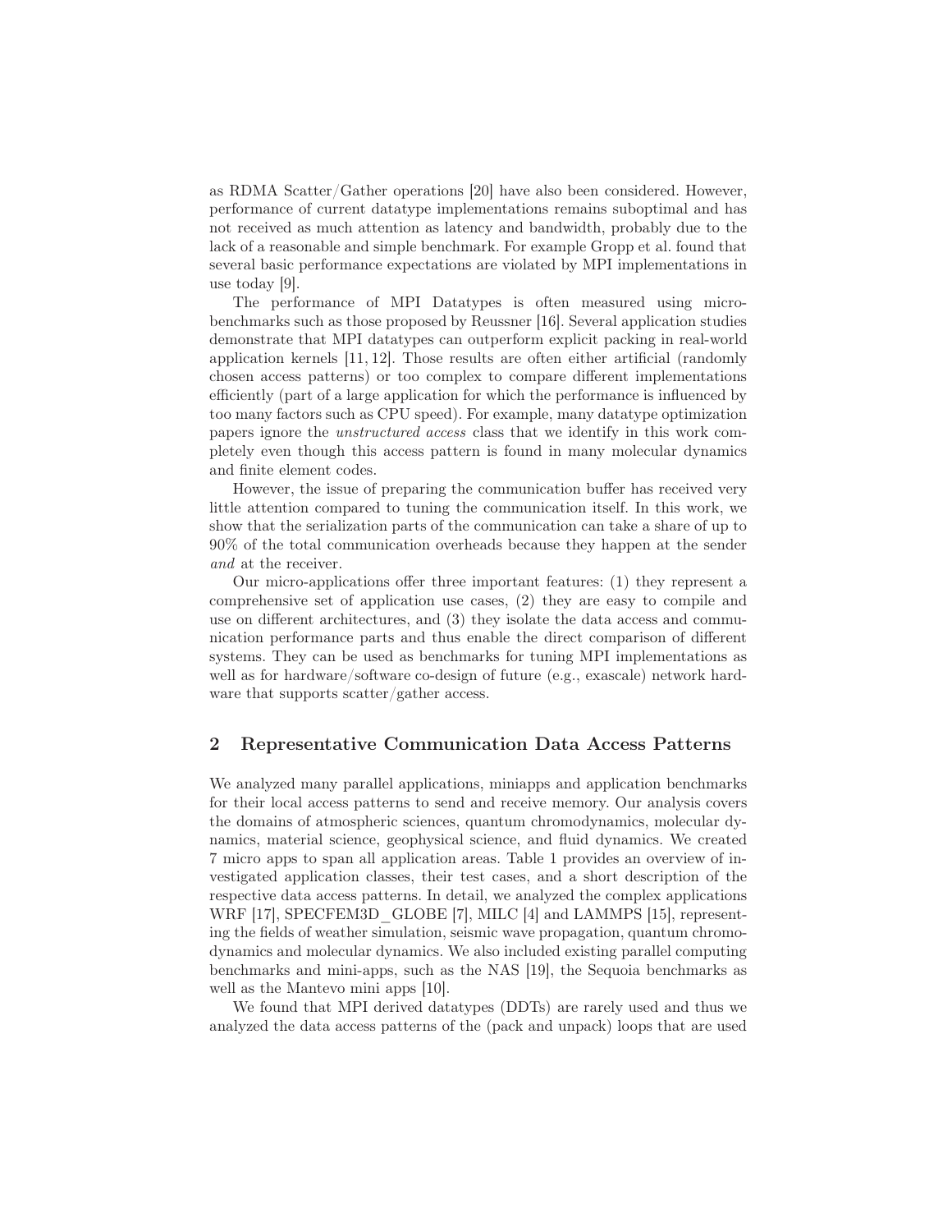as RDMA Scatter/Gather operations [20] have also been considered. However, performance of current datatype implementations remains suboptimal and has not received as much attention as latency and bandwidth, probably due to the lack of a reasonable and simple benchmark. For example Gropp et al. found that several basic performance expectations are violated by MPI implementations in use today [9].

The performance of MPI Datatypes is often measured using micro-benchmarks such as those proposed by Reussner [16]. Several application studies demonstrate that MPI datatypes can outperform explicit packing in real-world application kernels [11, 12]. Those results are often either artificial (randomly chosen access patterns) or too complex to compare different implementations efficiently (part of a large application for which the performance is influenced by too many factors such as CPU speed). For example, many datatype optimization papers ignore the *unstructured access* class that we identify in this work completely even though this access pattern is found in many molecular dynamics and finite element codes.

However, the issue of preparing the communication buffer has received very little attention compared to tuning the communication itself. In this work, we show that the serialization parts of the communication can take a share of up to 90% of the total communication overheads because they happen at the sender *and* at the receiver.

Our micro-applications offer three important features: (1) they represent a comprehensive set of application use cases, (2) they are easy to compile and use on different architectures, and (3) they isolate the data access and communication performance parts and thus enable the direct comparison of different systems. They can be used as benchmarks for tuning MPI implementations as well as for hardware/software co-design of future (e.g., exascale) network hardware that supports scatter/gather access.

## 2 Representative Communication Data Access Patterns

We analyzed many parallel applications, miniapps and application benchmarks for their local access patterns to send and receive memory. Our analysis covers the domains of atmospheric sciences, quantum chromodynamics, molecular dynamics, material science, geophysical science, and fluid dynamics. We created 7 micro apps to span all application areas. Table 1 provides an overview of investigated application classes, their test cases, and a short description of the respective data access patterns. In detail, we analyzed the complex applications WRF [17], SPECFEM3D_GLOBE [7], MILC [4] and LAMMPS [15], representing the fields of weather simulation, seismic wave propagation, quantum chromodynamics and molecular dynamics. We also included existing parallel computing benchmarks and mini-apps, such as the NAS [19], the Sequoia benchmarks as well as the Mantevo mini apps [10].

We found that MPI derived datatypes (DDTs) are rarely used and thus we analyzed the data access patterns of the (pack and unpack) loops that are used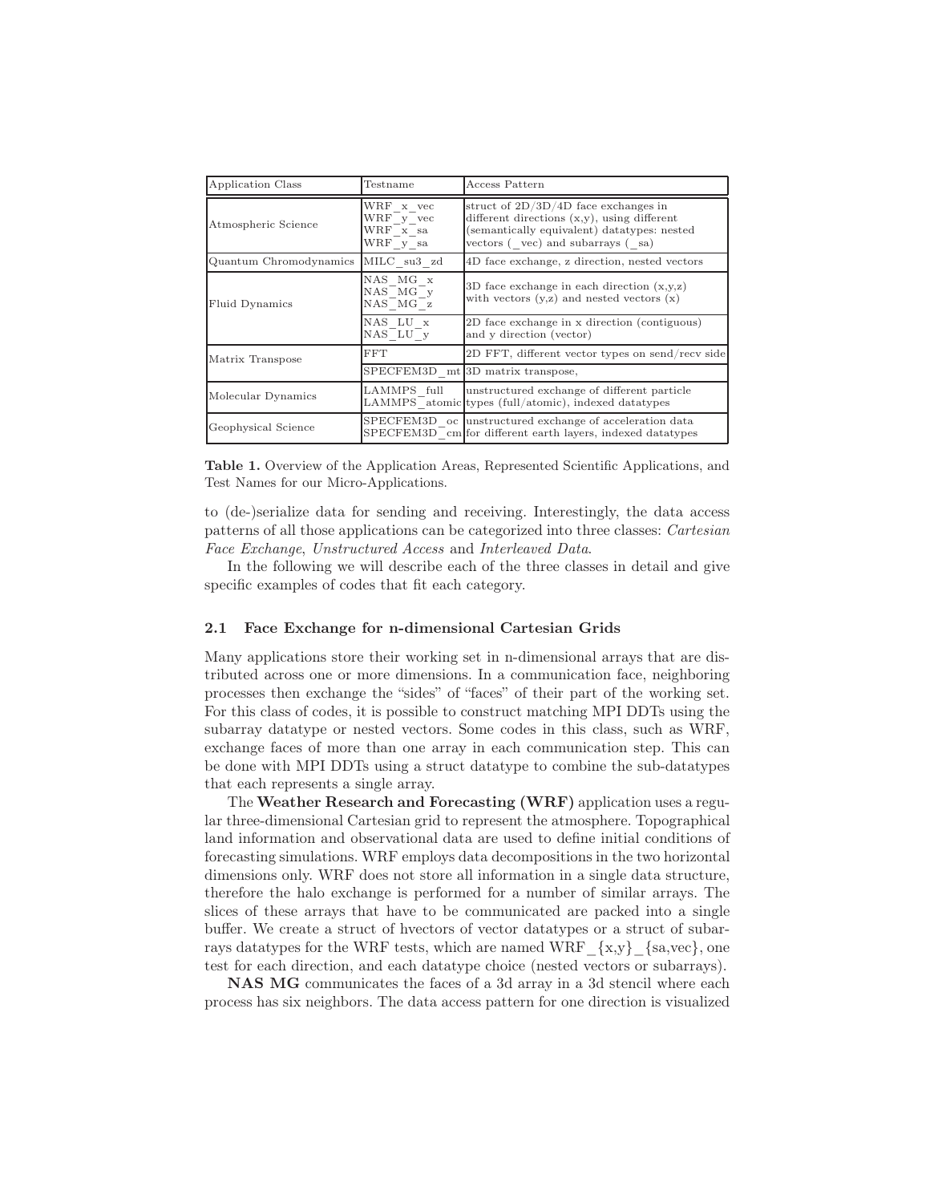| Application Class | Testname | Access Pattern |
|---|---|---|
| Atmospheric Science | WRF_x_vec<br>WRF_y_vec<br>WRF_x_sa<br>WRF_y_sa | struct of 2D/3D/4D face exchanges in different directions (x,y), using different (semantically equivalent) datatypes: nested vectors (_vec) and subarrays (_sa) |
| Quantum Chromodynamics | MILC_su3_zd | 4D face exchange, z direction, nested vectors |
| Fluid Dynamics | NAS_MG_x<br>NAS_MG_y<br>NAS_MG_z | 3D face exchange in each direction (x,y,z) with vectors (y,z) and nested vectors (x) |
| | NAS_LU_x<br>NAS_LU_y | 2D face exchange in x direction (contiguous) and y direction (vector) |
| Matrix Transpose | FFT | 2D FFT, different vector types on send/recv side |
| | SPECFEM3D_mt | 3D matrix transpose, |
| Molecular Dynamics | LAMMPS_full<br>LAMMPS_atomic | unstructured exchange of different particle types (full/atomic), indexed datatypes |
| Geophysical Science | SPECFEM3D_oc<br>SPECFEM3D_cm | unstructured exchange of acceleration data for different earth layers, indexed datatypes |

**Table 1.** Overview of the Application Areas, Represented Scientific Applications, and Test Names for our Micro-Applications.

to (de-)serialize data for sending and receiving. Interestingly, the data access patterns of all those applications can be categorized into three classes: *Cartesian Face Exchange*, *Unstructured Access* and *Interleaved Data*.

In the following we will describe each of the three classes in detail and give specific examples of codes that fit each category.

### 2.1 Face Exchange for n-dimensional Cartesian Grids

Many applications store their working set in n-dimensional arrays that are distributed across one or more dimensions. In a communication face, neighboring processes then exchange the "sides" of "faces" of their part of the working set. For this class of codes, it is possible to construct matching MPI DDTs using the subarray datatype or nested vectors. Some codes in this class, such as WRF, exchange faces of more than one array in each communication step. This can be done with MPI DDTs using a struct datatype to combine the sub-datatypes that each represents a single array.

The **Weather Research and Forecasting (WRF)** application uses a regular three-dimensional Cartesian grid to represent the atmosphere. Topographical land information and observational data are used to define initial conditions of forecasting simulations. WRF employs data decompositions in the two horizontal dimensions only. WRF does not store all information in a single data structure, therefore the halo exchange is performed for a number of similar arrays. The slices of these arrays that have to be communicated are packed into a single buffer. We create a struct of hvectors of vector datatypes or a struct of subarrays datatypes for the WRF tests, which are named WRF_{x,y}_{sa,vec}, one test for each direction, and each datatype choice (nested vectors or subarrays).

**NAS MG** communicates the faces of a 3d array in a 3d stencil where each process has six neighbors. The data access pattern for one direction is visualized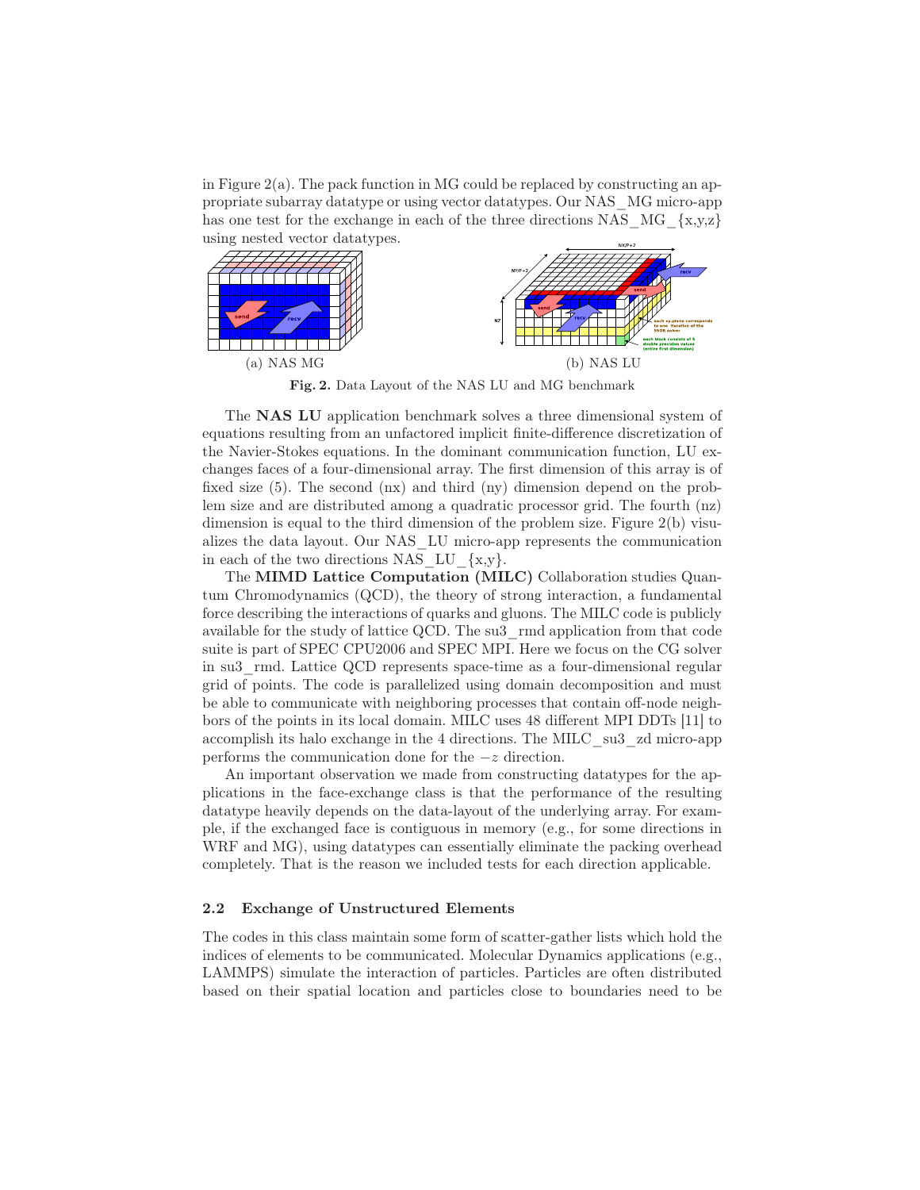in Figure 2(a). The pack function in MG could be replaced by constructing an appropriate subarray datatype or using vector datatypes. Our NAS_MG micro-app has one test for the exchange in each of the three directions NAS_MG_{x,y,z} using nested vector datatypes.

(a) NAS MG

(b) NAS LU

**Fig. 2.** Data Layout of the NAS LU and MG benchmark

The **NAS LU** application benchmark solves a three dimensional system of equations resulting from an unfactored implicit finite-difference discretization of the Navier-Stokes equations. In the dominant communication function, LU exchanges faces of a four-dimensional array. The first dimension of this array is of fixed size (5). The second (nx) and third (ny) dimension depend on the problem size and are distributed among a quadratic processor grid. The fourth (nz) dimension is equal to the third dimension of the problem size. Figure 2(b) visualizes the data layout. Our NAS_LU micro-app represents the communication in each of the two directions NAS_LU_{x,y}.

The **MIMD Lattice Computation (MILC)** Collaboration studies Quantum Chromodynamics (QCD), the theory of strong interaction, a fundamental force describing the interactions of quarks and gluons. The MILC code is publicly available for the study of lattice QCD. The su3_rmd application from that code suite is part of SPEC CPU2006 and SPEC MPI. Here we focus on the CG solver in su3_rmd. Lattice QCD represents space-time as a four-dimensional regular grid of points. The code is parallelized using domain decomposition and must be able to communicate with neighboring processes that contain off-node neighbors of the points in its local domain. MILC uses 48 different MPI DDTs [11] to accomplish its halo exchange in the 4 directions. The MILC_su3_zd micro-app performs the communication done for the $-z$ direction.

An important observation we made from constructing datatypes for the applications in the face-exchange class is that the performance of the resulting datatype heavily depends on the data-layout of the underlying array. For example, if the exchanged face is contiguous in memory (e.g., for some directions in WRF and MG), using datatypes can essentially eliminate the packing overhead completely. That is the reason we included tests for each direction applicable.

### 2.2 Exchange of Unstructured Elements

The codes in this class maintain some form of scatter-gather lists which hold the indices of elements to be communicated. Molecular Dynamics applications (e.g., LAMMPS) simulate the interaction of particles. Particles are often distributed based on their spatial location and particles close to boundaries need to be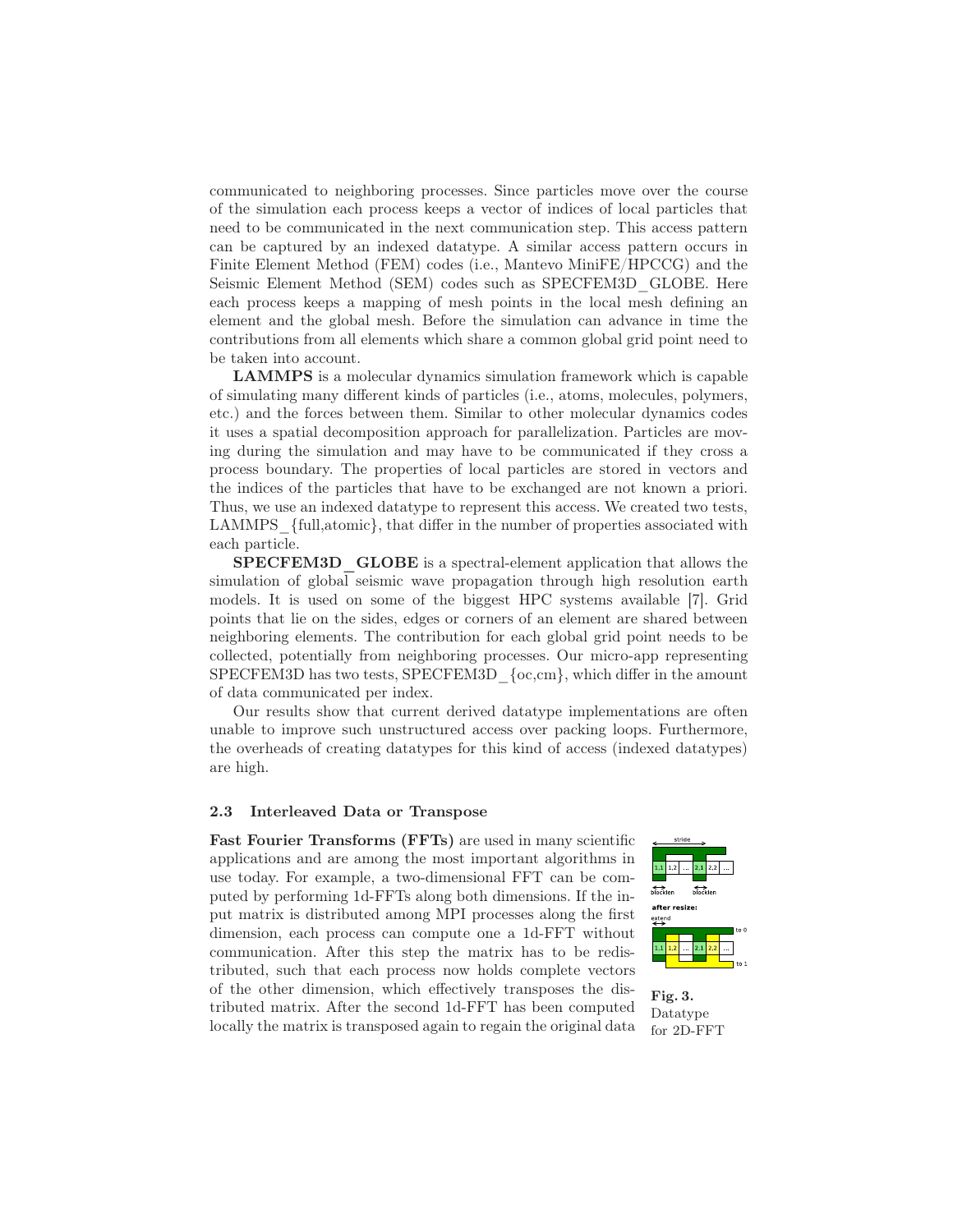communicated to neighboring processes. Since particles move over the course of the simulation each process keeps a vector of indices of local particles that need to be communicated in the next communication step. This access pattern can be captured by an indexed datatype. A similar access pattern occurs in Finite Element Method (FEM) codes (i.e., Mantevo MiniFE/HPCCG) and the Seismic Element Method (SEM) codes such as SPECFEM3D_GLOBE. Here each process keeps a mapping of mesh points in the local mesh defining an element and the global mesh. Before the simulation can advance in time the contributions from all elements which share a common global grid point need to be taken into account.

**LAMMPS** is a molecular dynamics simulation framework which is capable of simulating many different kinds of particles (i.e., atoms, molecules, polymers, etc.) and the forces between them. Similar to other molecular dynamics codes it uses a spatial decomposition approach for parallelization. Particles are moving during the simulation and may have to be communicated if they cross a process boundary. The properties of local particles are stored in vectors and the indices of the particles that have to be exchanged are not known a priori. Thus, we use an indexed datatype to represent this access. We created two tests, LAMMPS_{full,atomic}, that differ in the number of properties associated with each particle.

**SPECFEM3D_GLOBE** is a spectral-element application that allows the simulation of global seismic wave propagation through high resolution earth models. It is used on some of the biggest HPC systems available [7]. Grid points that lie on the sides, edges or corners of an element are shared between neighboring elements. The contribution for each global grid point needs to be collected, potentially from neighboring processes. Our micro-app representing SPECFEM3D has two tests, SPECFEM3D_{oc,cm}, which differ in the amount of data communicated per index.

Our results show that current derived datatype implementations are often unable to improve such unstructured access over packing loops. Furthermore, the overheads of creating datatypes for this kind of access (indexed datatypes) are high.

### 2.3 Interleaved Data or Transpose

**Fast Fourier Transforms (FFTs)** are used in many scientific applications and are among the most important algorithms in use today. For example, a two-dimensional FFT can be computed by performing 1d-FFTs along both dimensions. If the input matrix is distributed among MPI processes along the first dimension, each process can compute one a 1d-FFT without communication. After this step the matrix has to be redistributed, such that each process now holds complete vectors of the other dimension, which effectively transposes the distributed matrix. After the second 1d-FFT has been computed locally the matrix is transposed again to regain the original data

stride
1,1 1,2 ... 2,1 2,2 ...
blocklen blocklen
after resize:
extend
to 0
1,1 1,2 ... 2,1 2,2 ...
to 1

**Fig. 3.** Datatype for 2D-FFT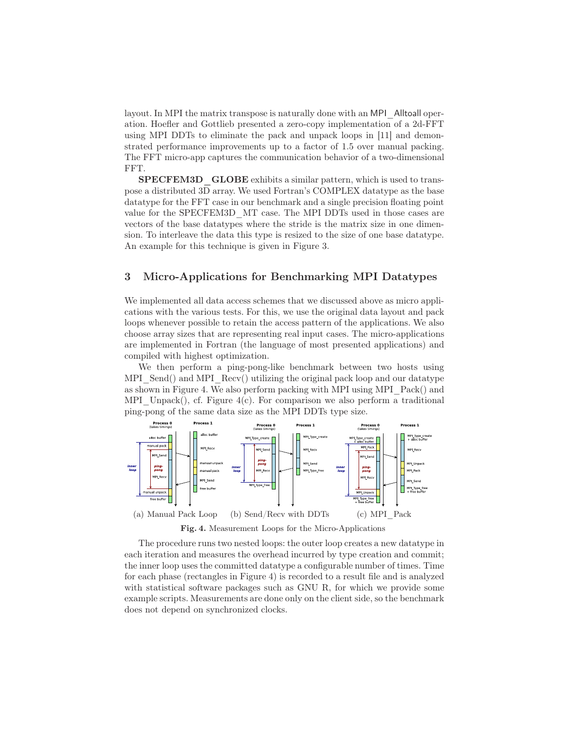layout. In MPI the matrix transpose is naturally done with an MPI_Alltoall operation. Hoefler and Gottlieb presented a zero-copy implementation of a 2d-FFT using MPI DDTs to eliminate the pack and unpack loops in [11] and demonstrated performance improvements up to a factor of 1.5 over manual packing. The FFT micro-app captures the communication behavior of a two-dimensional FFT.

**SPECFEM3D_GLOBE** exhibits a similar pattern, which is used to transpose a distributed 3D array. We used Fortran's COMPLEX datatype as the base datatype for the FFT case in our benchmark and a single precision floating point value for the SPECFEM3D_MT case. The MPI DDTs used in those cases are vectors of the base datatypes where the stride is the matrix size in one dimension. To interleave the data this type is resized to the size of one base datatype. An example for this technique is given in Figure 3.

## 3 Micro-Applications for Benchmarking MPI Datatypes

We implemented all data access schemes that we discussed above as micro applications with the various tests. For this, we use the original data layout and pack loops whenever possible to retain the access pattern of the applications. We also choose array sizes that are representing real input cases. The micro-applications are implemented in Fortran (the language of most presented applications) and compiled with highest optimization.

We then perform a ping-pong-like benchmark between two hosts using MPI_Send() and MPI_Recv() utilizing the original pack loop and our datatype as shown in Figure 4. We also perform packing with MPI using MPI_Pack() and MPI_Unpack(), cf. Figure 4(c). For comparison we also perform a traditional ping-pong of the same data size as the MPI DDTs type size.

(a) Manual Pack Loop (b) Send/Recv with DDTs (c) MPI_Pack

**Fig. 4.** Measurement Loops for the Micro-Applications

The procedure runs two nested loops: the outer loop creates a new datatype in each iteration and measures the overhead incurred by type creation and commit; the inner loop uses the committed datatype a configurable number of times. Time for each phase (rectangles in Figure 4) is recorded to a result file and is analyzed with statistical software packages such as GNU R, for which we provide some example scripts. Measurements are done only on the client side, so the benchmark does not depend on synchronized clocks.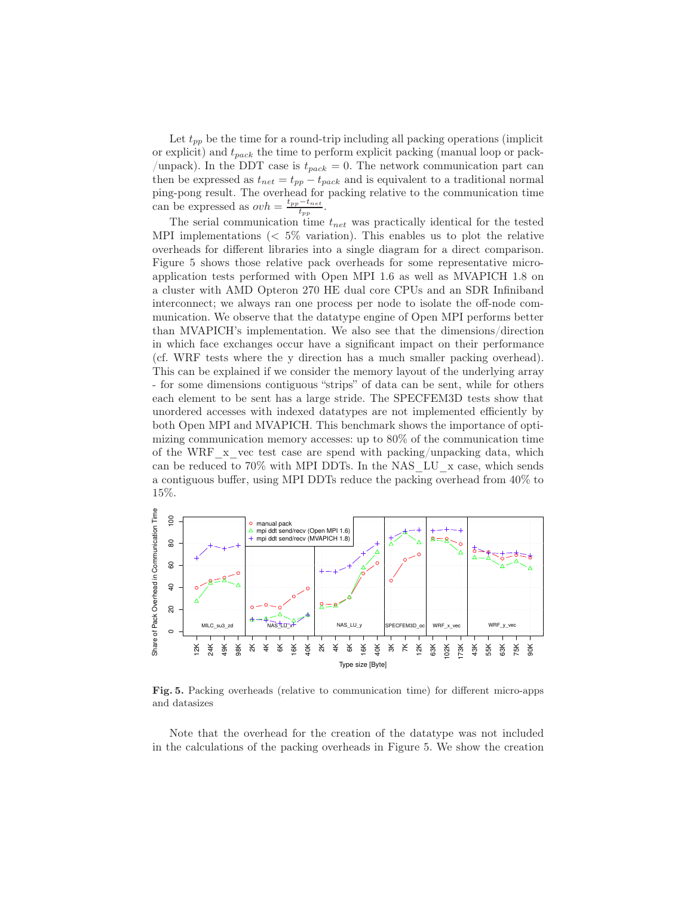Let $t_{pp}$ be the time for a round-trip including all packing operations (implicit or explicit) and $t_{pack}$ the time to perform explicit packing (manual loop or pack-/unpack). In the DDT case is $t_{pack} = 0$. The network communication part can then be expressed as $t_{net} = t_{pp} - t_{pack}$ and is equivalent to a traditional normal ping-pong result. The overhead for packing relative to the communication time can be expressed as $ovh = \frac{t_{pp} - t_{net}}{t_{pp}}$.

The serial communication time $t_{net}$ was practically identical for the tested MPI implementations (< 5% variation). This enables us to plot the relative overheads for different libraries into a single diagram for a direct comparison. Figure 5 shows those relative pack overheads for some representative micro-application tests performed with Open MPI 1.6 as well as MVAPICH 1.8 on a cluster with AMD Opteron 270 HE dual core CPUs and an SDR Infiniband interconnect; we always ran one process per node to isolate the off-node communication. We observe that the datatype engine of Open MPI performs better than MVAPICH's implementation. We also see that the dimensions/direction in which face exchanges occur have a significant impact on their performance (cf. WRF tests where the y direction has a much smaller packing overhead). This can be explained if we consider the memory layout of the underlying array - for some dimensions contiguous "strips" of data can be sent, while for others each element to be sent has a large stride. The SPECFEM3D tests show that unordered accesses with indexed datatypes are not implemented efficiently by both Open MPI and MVAPICH. This benchmark shows the importance of optimizing communication memory accesses: up to 80% of the communication time of the WRF_x_vec test case are spend with packing/unpacking data, which can be reduced to 70% with MPI DDTs. In the NAS_LU_x case, which sends a contiguous buffer, using MPI DDTs reduce the packing overhead from 40% to 15%.

**Fig. 5.** Packing overheads (relative to communication time) for different micro-apps and datasizes

Note that the overhead for the creation of the datatype was not included in the calculations of the packing overheads in Figure 5. We show the creation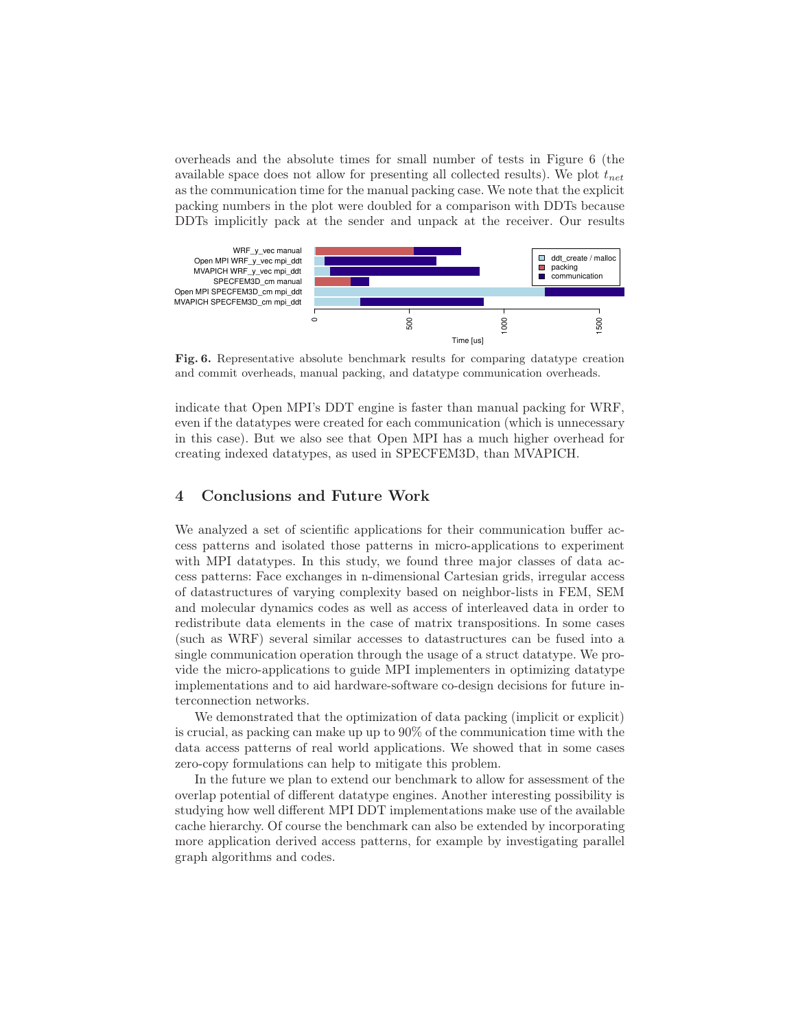overheads and the absolute times for small number of tests in Figure 6 (the available space does not allow for presenting all collected results). We plot $t_{net}$ as the communication time for the manual packing case. We note that the explicit packing numbers in the plot were doubled for a comparison with DDTs because DDTs implicitly pack at the sender and unpack at the receiver. Our results

**Fig. 6.** Representative absolute benchmark results for comparing datatype creation and commit overheads, manual packing, and datatype communication overheads.

indicate that Open MPI's DDT engine is faster than manual packing for WRF, even if the datatypes were created for each communication (which is unnecessary in this case). But we also see that Open MPI has a much higher overhead for creating indexed datatypes, as used in SPECFEM3D, than MVAPICH.

## 4 Conclusions and Future Work

We analyzed a set of scientific applications for their communication buffer access patterns and isolated those patterns in micro-applications to experiment with MPI datatypes. In this study, we found three major classes of data access patterns: Face exchanges in n-dimensional Cartesian grids, irregular access of datastructures of varying complexity based on neighbor-lists in FEM, SEM and molecular dynamics codes as well as access of interleaved data in order to redistribute data elements in the case of matrix transpositions. In some cases (such as WRF) several similar accesses to datastructures can be fused into a single communication operation through the usage of a struct datatype. We provide the micro-applications to guide MPI implementers in optimizing datatype implementations and to aid hardware-software co-design decisions for future interconnection networks.

We demonstrated that the optimization of data packing (implicit or explicit) is crucial, as packing can make up up to 90% of the communication time with the data access patterns of real world applications. We showed that in some cases zero-copy formulations can help to mitigate this problem.

In the future we plan to extend our benchmark to allow for assessment of the overlap potential of different datatype engines. Another interesting possibility is studying how well different MPI DDT implementations make use of the available cache hierarchy. Of course the benchmark can also be extended by incorporating more application derived access patterns, for example by investigating parallel graph algorithms and codes.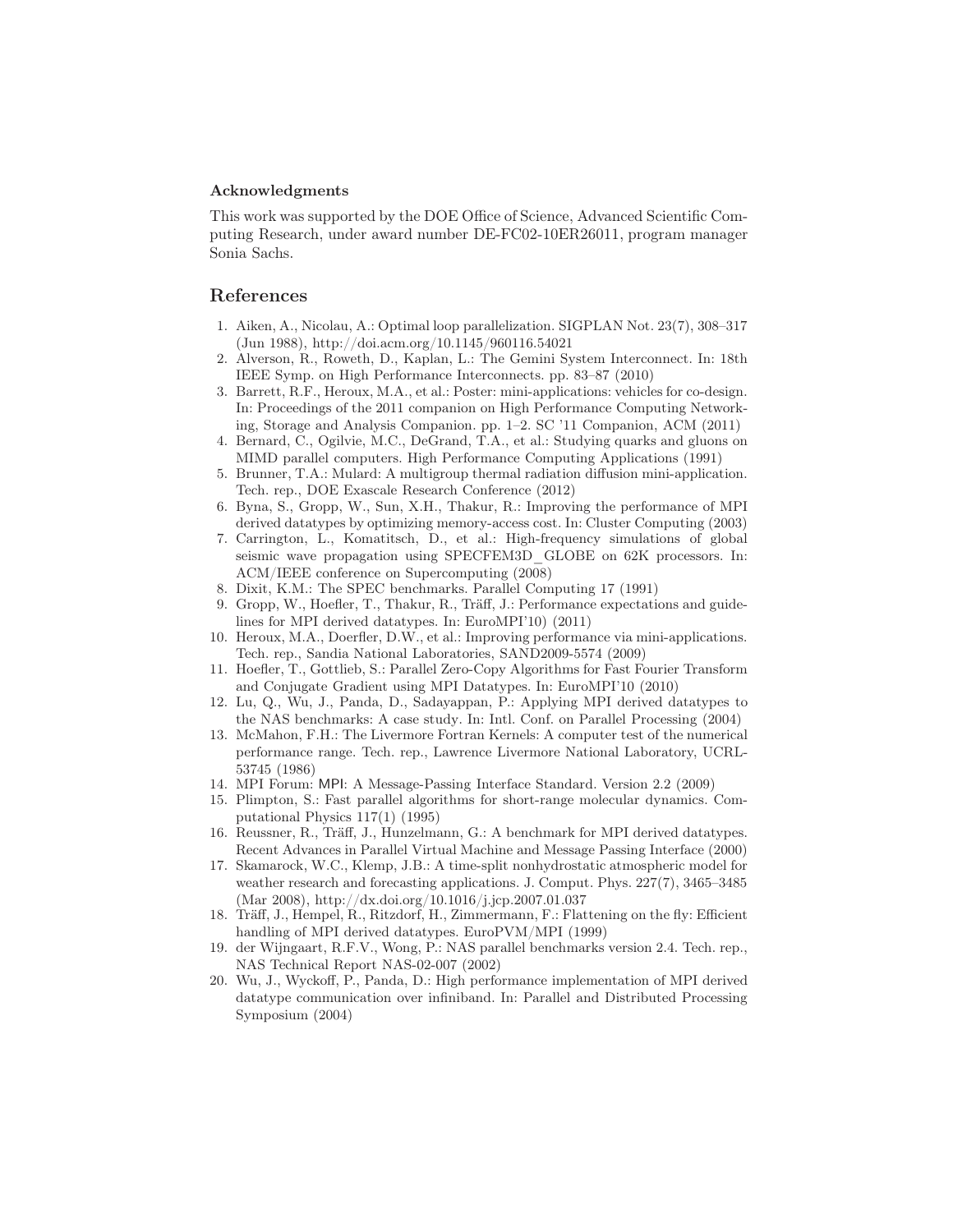**Acknowledgments**

This work was supported by the DOE Office of Science, Advanced Scientific Computing Research, under award number DE-FC02-10ER26011, program manager Sonia Sachs.

## References

1. Aiken, A., Nicolau, A.: Optimal loop parallelization. SIGPLAN Not. 23(7), 308–317 (Jun 1988), http://doi.acm.org/10.1145/960116.54021
2. Alverson, R., Roweth, D., Kaplan, L.: The Gemini System Interconnect. In: 18th IEEE Symp. on High Performance Interconnects. pp. 83–87 (2010)
3. Barrett, R.F., Heroux, M.A., et al.: Poster: mini-applications: vehicles for co-design. In: Proceedings of the 2011 companion on High Performance Computing Networking, Storage and Analysis Companion. pp. 1–2. SC '11 Companion, ACM (2011)
4. Bernard, C., Ogilvie, M.C., DeGrand, T.A., et al.: Studying quarks and gluons on MIMD parallel computers. High Performance Computing Applications (1991)
5. Brunner, T.A.: Mulard: A multigroup thermal radiation diffusion mini-application. Tech. rep., DOE Exascale Research Conference (2012)
6. Byna, S., Gropp, W., Sun, X.H., Thakur, R.: Improving the performance of MPI derived datatypes by optimizing memory-access cost. In: Cluster Computing (2003)
7. Carrington, L., Komatitsch, D., et al.: High-frequency simulations of global seismic wave propagation using SPECFEM3D_GLOBE on 62K processors. In: ACM/IEEE conference on Supercomputing (2008)
8. Dixit, K.M.: The SPEC benchmarks. Parallel Computing 17 (1991)
9. Gropp, W., Hoefler, T., Thakur, R., Träff, J.: Performance expectations and guidelines for MPI derived datatypes. In: EuroMPI'10) (2011)
10. Heroux, M.A., Doerfler, D.W., et al.: Improving performance via mini-applications. Tech. rep., Sandia National Laboratories, SAND2009-5574 (2009)
11. Hoefler, T., Gottlieb, S.: Parallel Zero-Copy Algorithms for Fast Fourier Transform and Conjugate Gradient using MPI Datatypes. In: EuroMPI'10 (2010)
12. Lu, Q., Wu, J., Panda, D., Sadayappan, P.: Applying MPI derived datatypes to the NAS benchmarks: A case study. In: Intl. Conf. on Parallel Processing (2004)
13. McMahon, F.H.: The Livermore Fortran Kernels: A computer test of the numerical performance range. Tech. rep., Lawrence Livermore National Laboratory, UCRL-53745 (1986)
14. MPI Forum: MPI: A Message-Passing Interface Standard. Version 2.2 (2009)
15. Plimpton, S.: Fast parallel algorithms for short-range molecular dynamics. Computational Physics 117(1) (1995)
16. Reussner, R., Träff, J., Hunzelmann, G.: A benchmark for MPI derived datatypes. Recent Advances in Parallel Virtual Machine and Message Passing Interface (2000)
17. Skamarock, W.C., Klemp, J.B.: A time-split nonhydrostatic atmospheric model for weather research and forecasting applications. J. Comput. Phys. 227(7), 3465–3485 (Mar 2008), http://dx.doi.org/10.1016/j.jcp.2007.01.037
18. Träff, J., Hempel, R., Ritzdorf, H., Zimmermann, F.: Flattening on the fly: Efficient handling of MPI derived datatypes. EuroPVM/MPI (1999)
19. der Wijngaart, R.F.V., Wong, P.: NAS parallel benchmarks version 2.4. Tech. rep., NAS Technical Report NAS-02-007 (2002)
20. Wu, J., Wyckoff, P., Panda, D.: High performance implementation of MPI derived datatype communication over infiniband. In: Parallel and Distributed Processing Symposium (2004)